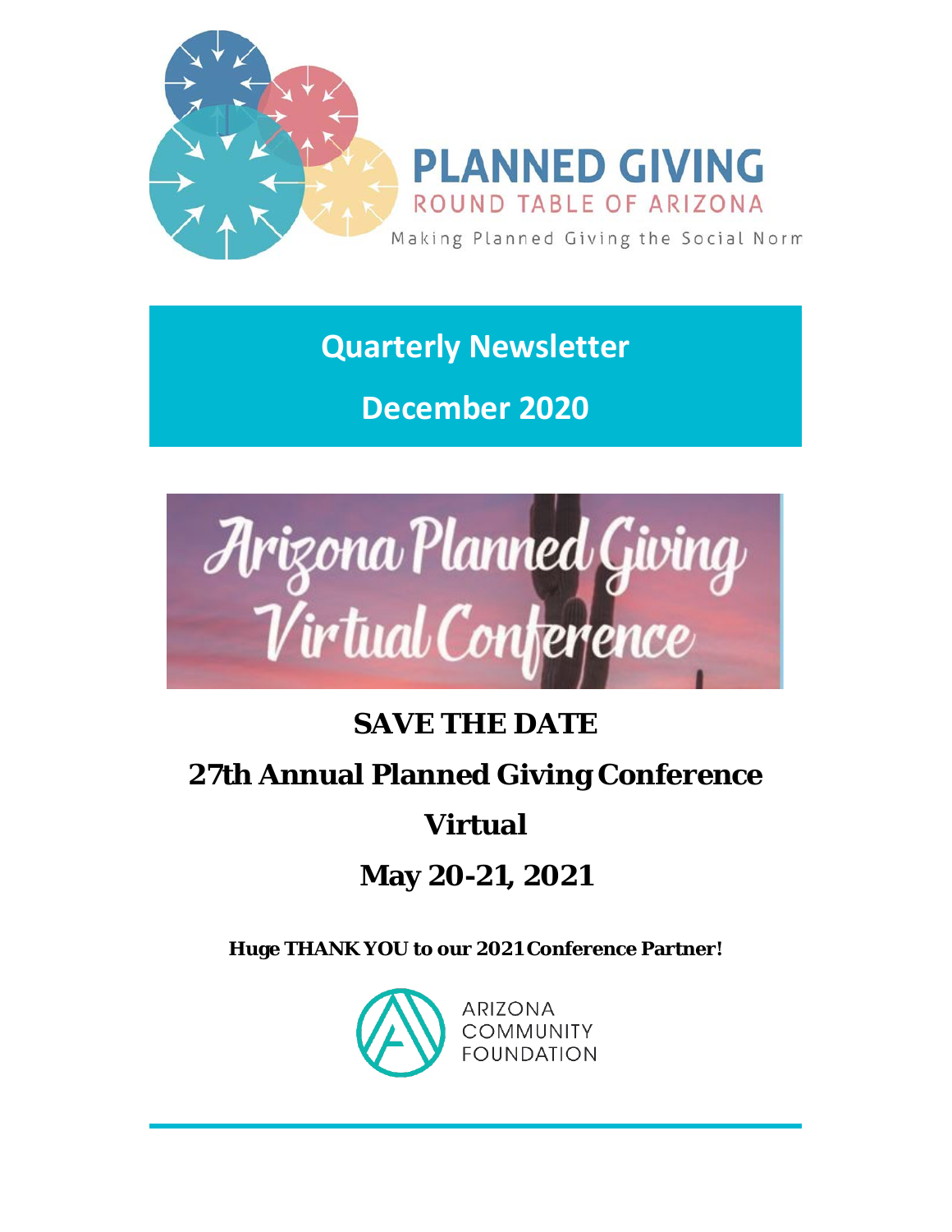PLANNED GIVING

ROUND TABLE OF ARIZONA

Making Planned Giving the Social Norm

# Quarterly Newsletter

## December 2020

Arizona Planned Giving Virtual Conference

**SAVE THE DATE**

**27th Annual Planned Giving Conference**

**Virtual**

**May 20-21, 2021**

**Huge THANK YOU to our 2021 Conference Partner!**

ARIZONA COMMUNITY FOUNDATION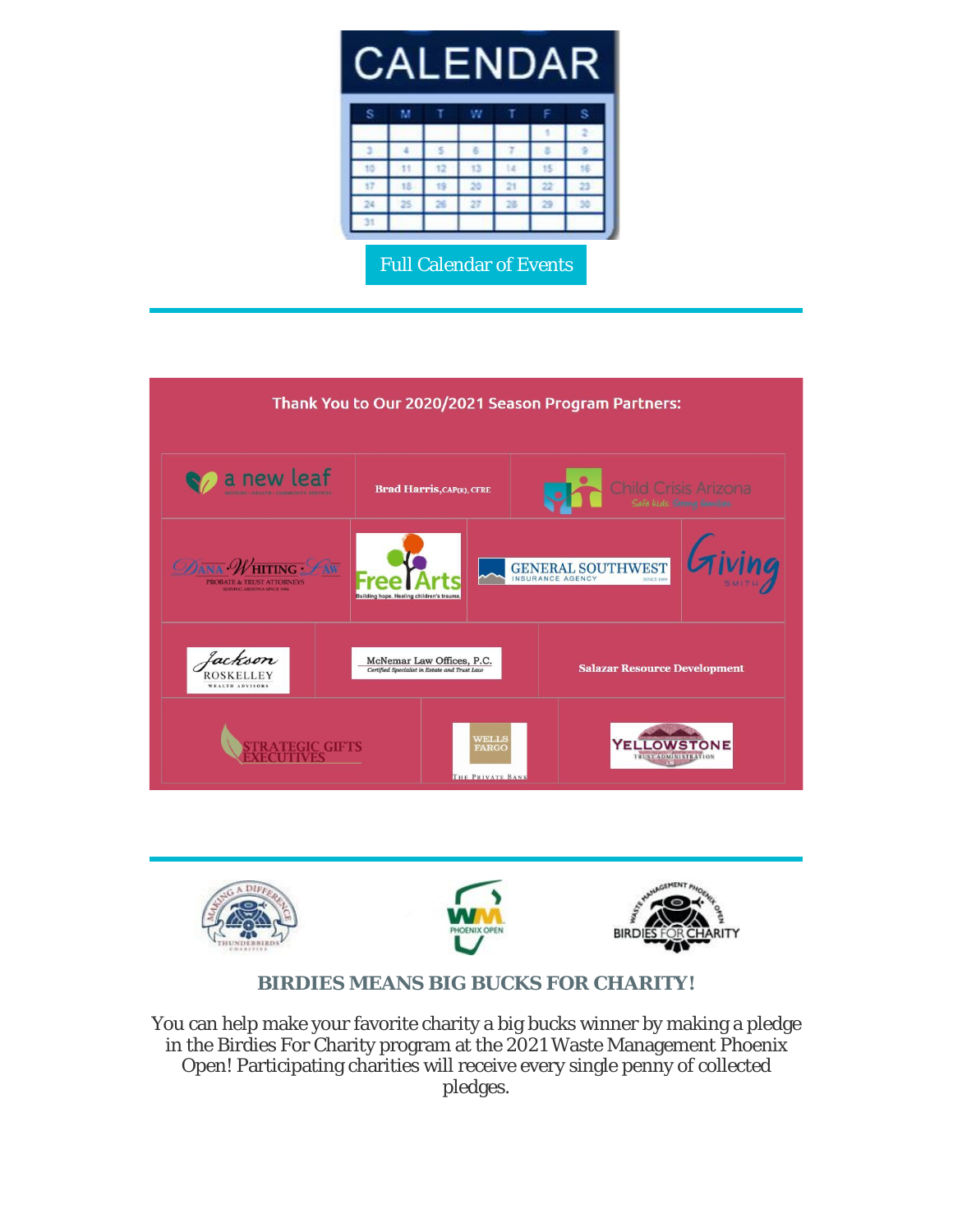Full Calendar of Events

---

Thank You to Our 2020/2021 Season Program Partners:

| | | |
|---|---|---|
| a new leaf | Brad Harris, CAP(R), CFRE | Child Crisis Arizona |
| Dana Whiting Law – Probate & Trust Attorneys | Free Arts | General Southwest Insurance Agency |
| Giving Smith | Jackson Roskelley Wealth Advisors | McNemar Law Offices, P.C. – Certified Specialist in Estate and Trust Law |
| Salazar Resource Development | Strategic Gifts Executives | Wells Fargo The Private Bank |
| Yellowstone Trust Administration | | |

---

### BIRDIES MEANS BIG BUCKS FOR CHARITY!

You can help make your favorite charity a big bucks winner by making a pledge in the Birdies For Charity program at the 2021 Waste Management Phoenix Open! Participating charities will receive every single penny of collected pledges.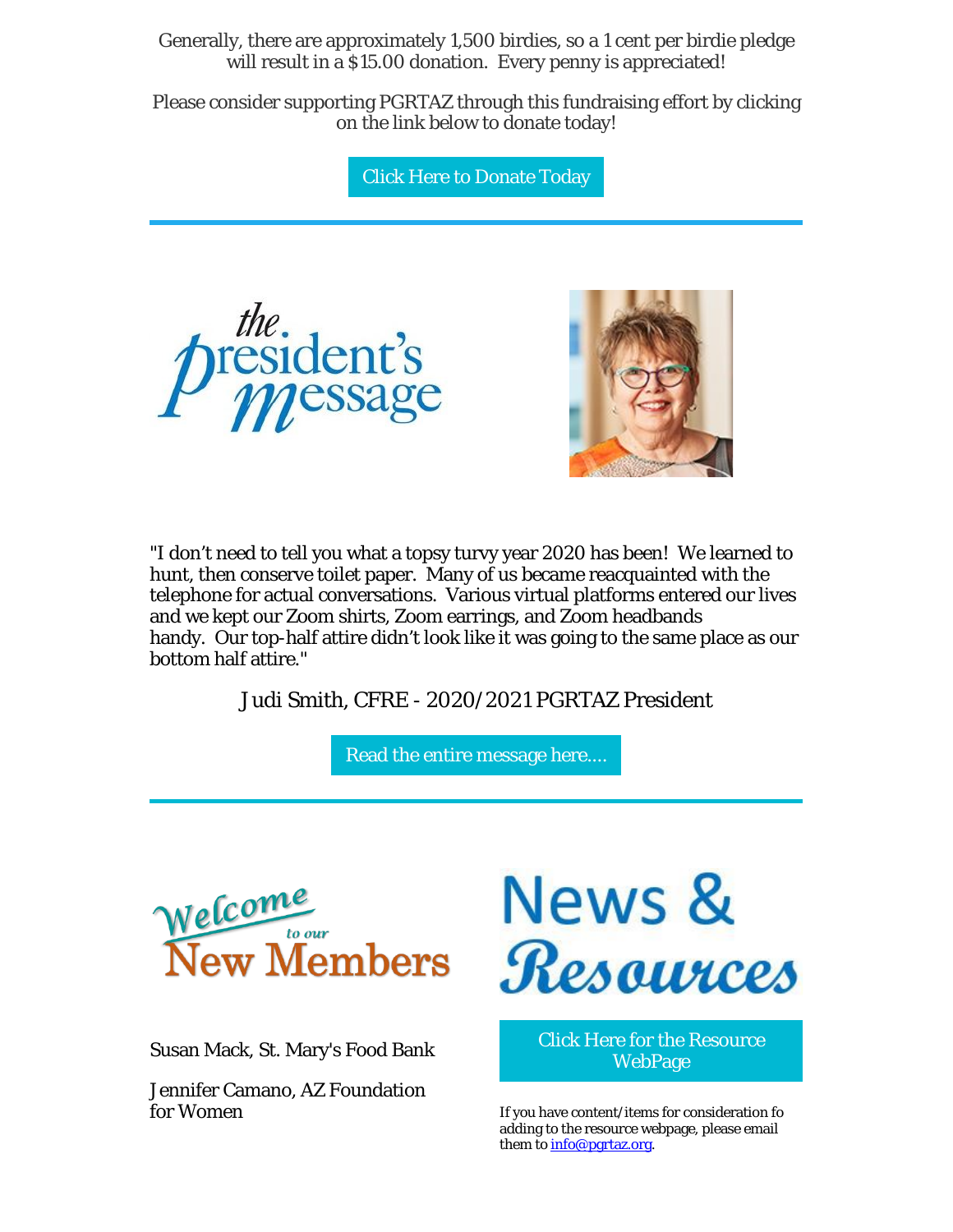Generally, there are approximately 1,500 birdies, so a 1 cent per birdie pledge will result in a $15.00 donation. Every penny is appreciated!

Please consider supporting PGRTAZ through this fundraising effort by clicking on the link below to donate today!

Click Here to Donate Today

---

## the President's Message

"I don't need to tell you what a topsy turvy year 2020 has been! We learned to hunt, then conserve toilet paper. Many of us became reacquainted with the telephone for actual conversations. Various virtual platforms entered our lives and we kept our Zoom shirts, Zoom earrings, and Zoom headbands handy. Our top-half attire didn't look like it was going to the same place as our bottom half attire."

Judi Smith, CFRE - 2020/2021 PGRTAZ President

Read the entire message here....

---

## Welcome to our New Members

Susan Mack, St. Mary's Food Bank

Jennifer Camano, AZ Foundation for Women

## News & Resources

Click Here for the Resource WebPage

If you have content/items for consideration fo adding to the resource webpage, please email them to info@pgrtaz.org.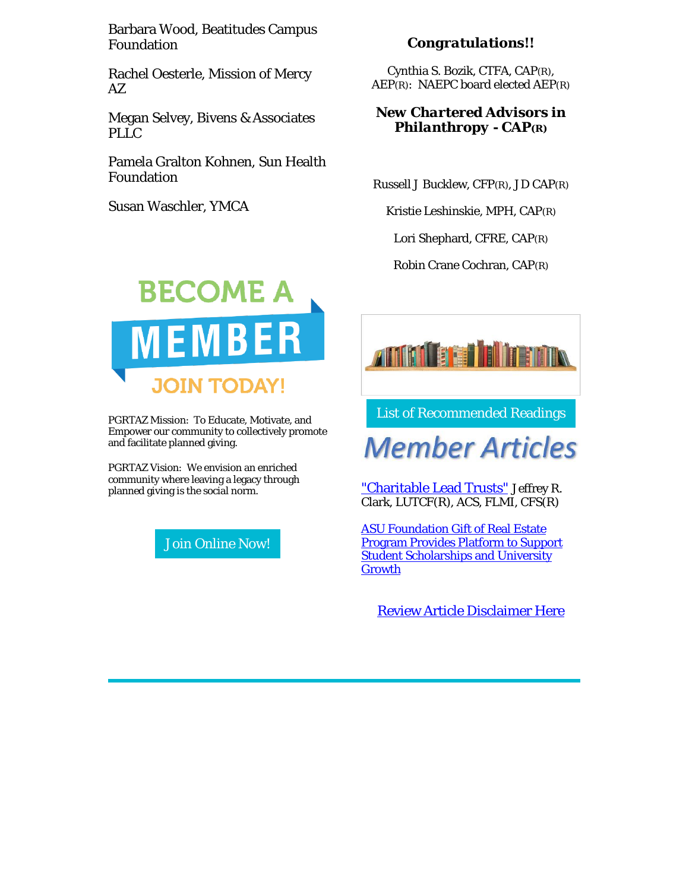Barbara Wood, Beatitudes Campus Foundation

Rachel Oesterle, Mission of Mercy AZ

Megan Selvey, Bivens & Associates PLLC

Pamela Gralton Kohnen, Sun Health Foundation

Susan Waschler, YMCA

BECOME A MEMBER JOIN TODAY!

PGRTAZ Mission: To Educate, Motivate, and Empower our community to collectively promote and facilitate planned giving.

PGRTAZ Vision: We envision an enriched community where leaving a legacy through planned giving is the social norm.

Join Online Now!

### *Congratulations!!*

Cynthia S. Bozik, CTFA, CAP(R), AEP(R): NAEPC board elected AEP(R)

### *New Chartered Advisors in Philanthropy* - CAP(R)

Russell J Bucklew, CFP(R), JD CAP(R)

Kristie Leshinskie, MPH, CAP(R)

Lori Shephard, CFRE, CAP(R)

Robin Crane Cochran, CAP(R)

List of Recommended Readings

## Member Articles

"Charitable Lead Trusts" Jeffrey R. Clark, LUTCF(R), ACS, FLMI, CFS(R)

ASU Foundation Gift of Real Estate Program Provides Platform to Support Student Scholarships and University Growth

Review Article Disclaimer Here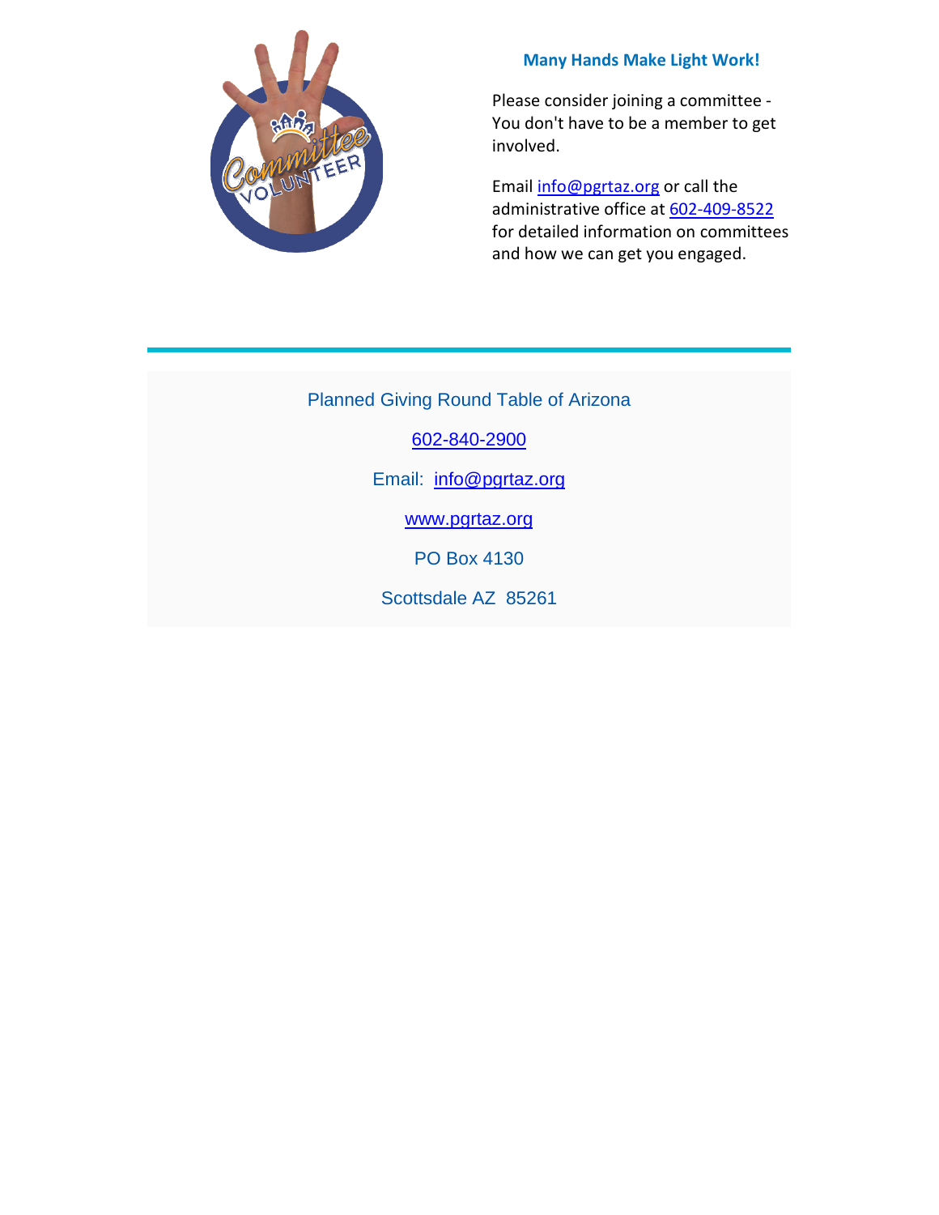### Many Hands Make Light Work!

Please consider joining a committee - You don't have to be a member to get involved.

Email info@pgrtaz.org or call the administrative office at 602-409-8522 for detailed information on committees and how we can get you engaged.

---

Planned Giving Round Table of Arizona

602-840-2900

Email: info@pgrtaz.org

www.pgrtaz.org

PO Box 4130

Scottsdale AZ 85261